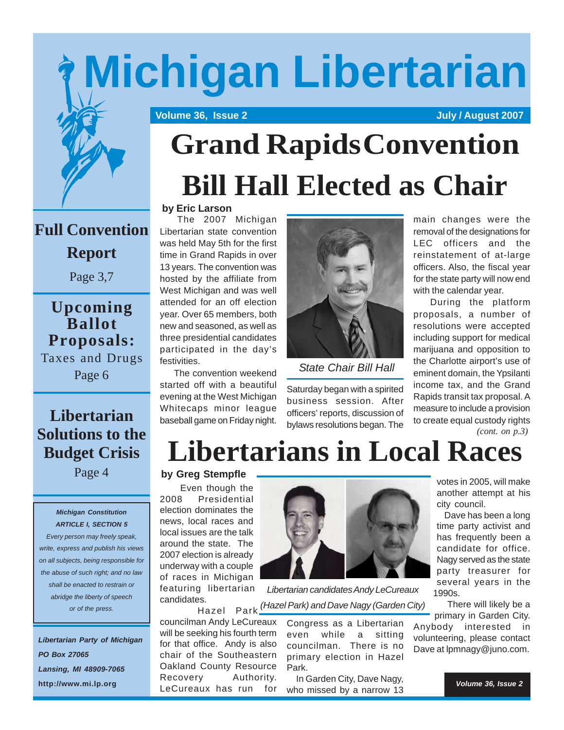# Michigan Libertarian

Volume 36, Issue 2 — July / August 2007

## Grand Rapids Convention Bill Hall Elected as Chair

**by Eric Larson**

The 2007 Michigan Libertarian state convention was held May 5th for the first time in Grand Rapids in over 13 years. The convention was hosted by the affiliate from West Michigan and was well attended for an off election year. Over 65 members, both new and seasoned, as well as three presidential candidates participated in the day's festivities.

The convention weekend started off with a beautiful evening at the West Michigan Whitecaps minor league baseball game on Friday night.

*State Chair Bill Hall*

Saturday began with a spirited business session. After officers' reports, discussion of bylaws resolutions began. The main changes were the removal of the designations for LEC officers and the reinstatement of at-large officers. Also, the fiscal year for the state party will now end with the calendar year.

During the platform proposals, a number of resolutions were accepted including support for medical marijuana and opposition to the Charlotte airport's use of eminent domain, the Ypsilanti income tax, and the Grand Rapids transit tax proposal. A measure to include a provision to create equal custody rights

*(cont. on p.3)*

## Libertarians in Local Races

**by Greg Stempfle**

Even though the 2008 Presidential election dominates the news, local races and local issues are the talk around the state. The 2007 election is already underway with a couple of races in Michigan featuring libertarian candidates.

*Libertarian candidates Andy LeCureaux (Hazel Park) and Dave Nagy (Garden City)*

Hazel Park councilman Andy LeCureaux will be seeking his fourth term for that office. Andy is also chair of the Southeastern Oakland County Resource Recovery Authority. LeCureaux has run for Congress as a Libertarian even while a sitting councilman. There is no primary election in Hazel Park.

In Garden City, Dave Nagy, who missed by a narrow 13 votes in 2005, will make another attempt at his city council.

Dave has been a long time party activist and has frequently been a candidate for office. Nagy served as the state party treasurer for several years in the 1990s.

There will likely be a primary in Garden City. Anybody interested in volunteering, please contact Dave at lpmnagy@juno.com.

---

**Full Convention Report**
Page 3,7

**Upcoming Ballot Proposals:**
Taxes and Drugs
Page 6

**Libertarian Solutions to the Budget Crisis**
Page 4

***Michigan Constitution***
***ARTICLE I, SECTION 5***
*Every person may freely speak, write, express and publish his views on all subjects, being responsible for the abuse of such right; and no law shall be enacted to restrain or abridge the liberty of speech or of the press.*

***Libertarian Party of Michigan***
***PO Box 27065***
***Lansing, MI 48909-7065***
**http://www.mi.lp.org**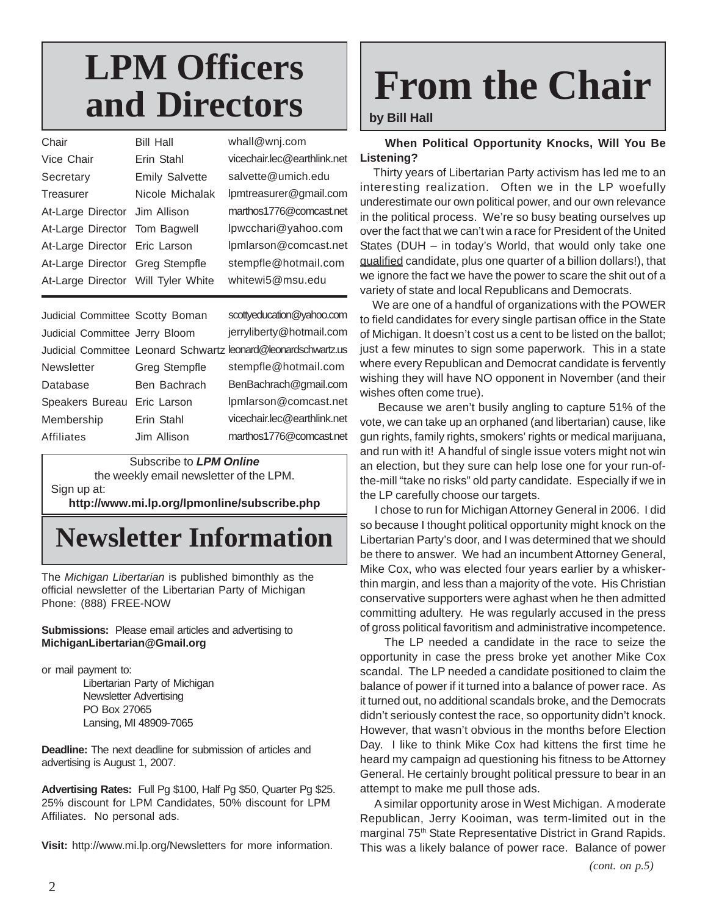# LPM Officers and Directors

| | | |
|---|---|---|
| Chair | Bill Hall | whall@wnj.com |
| Vice Chair | Erin Stahl | vicechair.lec@earthlink.net |
| Secretary | Emily Salvette | salvette@umich.edu |
| Treasurer | Nicole Michalak | lpmtreasurer@gmail.com |
| At-Large Director | Jim Allison | marthos1776@comcast.net |
| At-Large Director | Tom Bagwell | lpwcchari@yahoo.com |
| At-Large Director | Eric Larson | lpmlarson@comcast.net |
| At-Large Director | Greg Stempfle | stempfle@hotmail.com |
| At-Large Director | Will Tyler White | whitewi5@msu.edu |

| | | |
|---|---|---|
| Judicial Committee | Scotty Boman | scottyeducation@yahoo.com |
| Judicial Committee | Jerry Bloom | jerryliberty@hotmail.com |
| Judicial Committee | Leonard Schwartz | leonard@leonardschwartz.us |
| Newsletter | Greg Stempfle | stempfle@hotmail.com |
| Database | Ben Bachrach | BenBachrach@gmail.com |
| Speakers Bureau | Eric Larson | lpmlarson@comcast.net |
| Membership | Erin Stahl | vicechair.lec@earthlink.net |
| Affiliates | Jim Allison | marthos1776@comcast.net |

Subscribe to ***LPM Online***
the weekly email newsletter of the LPM.
Sign up at:
**http://www.mi.lp.org/lpmonline/subscribe.php**

# Newsletter Information

The *Michigan Libertarian* is published bimonthly as the official newsletter of the Libertarian Party of Michigan
Phone: (888) FREE-NOW

**Submissions:** Please email articles and advertising to **MichiganLibertarian@Gmail.org**

or mail payment to:

Libertarian Party of Michigan
Newsletter Advertising
PO Box 27065
Lansing, MI 48909-7065

**Deadline:** The next deadline for submission of articles and advertising is August 1, 2007.

**Advertising Rates:** Full Pg $100, Half Pg $50, Quarter Pg $25. 25% discount for LPM Candidates, 50% discount for LPM Affiliates. No personal ads.

**Visit:** http://www.mi.lp.org/Newsletters for more information.

# From the Chair

**by Bill Hall**

**When Political Opportunity Knocks, Will You Be Listening?**

Thirty years of Libertarian Party activism has led me to an interesting realization. Often we in the LP woefully underestimate our own political power, and our own relevance in the political process. We're so busy beating ourselves up over the fact that we can't win a race for President of the United States (DUH – in today's World, that would only take one qualified candidate, plus one quarter of a billion dollars!), that we ignore the fact we have the power to scare the shit out of a variety of state and local Republicans and Democrats.

We are one of a handful of organizations with the POWER to field candidates for every single partisan office in the State of Michigan. It doesn't cost us a cent to be listed on the ballot; just a few minutes to sign some paperwork. This in a state where every Republican and Democrat candidate is fervently wishing they will have NO opponent in November (and their wishes often come true).

Because we aren't busily angling to capture 51% of the vote, we can take up an orphaned (and libertarian) cause, like gun rights, family rights, smokers' rights or medical marijuana, and run with it! A handful of single issue voters might not win an election, but they sure can help lose one for your run-of-the-mill "take no risks" old party candidate. Especially if we in the LP carefully choose our targets.

I chose to run for Michigan Attorney General in 2006. I did so because I thought political opportunity might knock on the Libertarian Party's door, and I was determined that we should be there to answer. We had an incumbent Attorney General, Mike Cox, who was elected four years earlier by a whisker-thin margin, and less than a majority of the vote. His Christian conservative supporters were aghast when he then admitted committing adultery. He was regularly accused in the press of gross political favoritism and administrative incompetence.

The LP needed a candidate in the race to seize the opportunity in case the press broke yet another Mike Cox scandal. The LP needed a candidate positioned to claim the balance of power if it turned into a balance of power race. As it turned out, no additional scandals broke, and the Democrats didn't seriously contest the race, so opportunity didn't knock. However, that wasn't obvious in the months before Election Day. I like to think Mike Cox had kittens the first time he heard my campaign ad questioning his fitness to be Attorney General. He certainly brought political pressure to bear in an attempt to make me pull those ads.

A similar opportunity arose in West Michigan. A moderate Republican, Jerry Kooiman, was term-limited out in the marginal 75th State Representative District in Grand Rapids. This was a likely balance of power race. Balance of power

*(cont. on p.5)*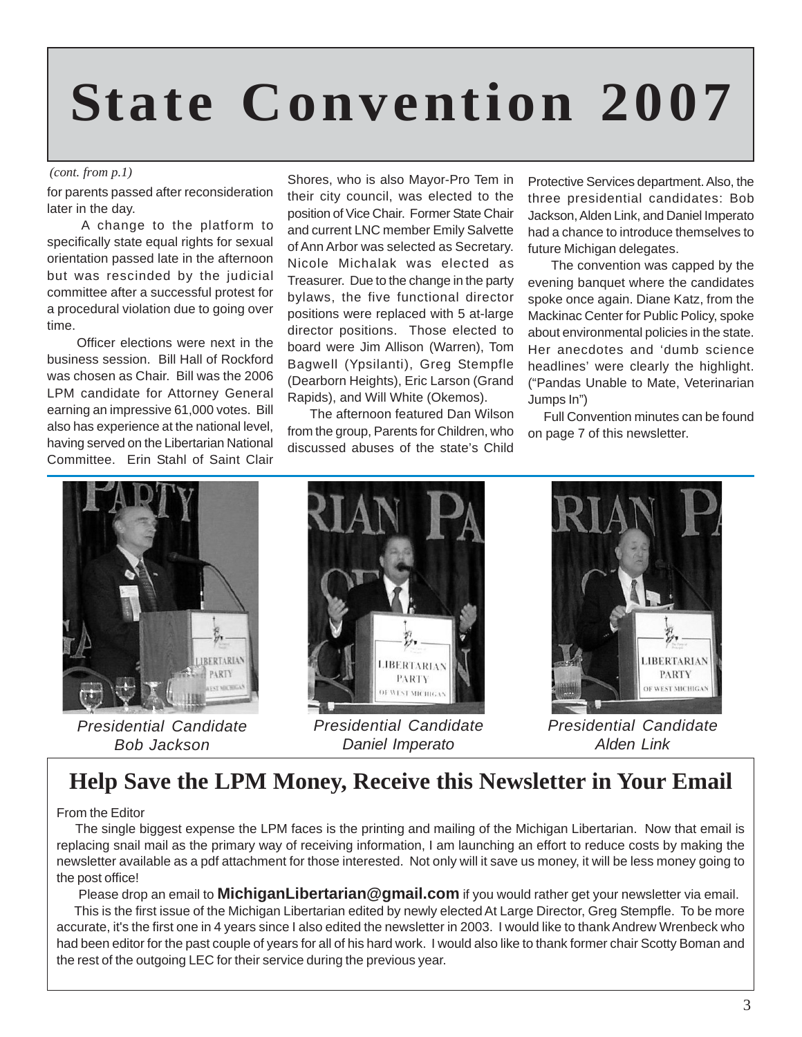# State Convention 2007

*(cont. from p.1)*

for parents passed after reconsideration later in the day.

A change to the platform to specifically state equal rights for sexual orientation passed late in the afternoon but was rescinded by the judicial committee after a successful protest for a procedural violation due to going over time.

Officer elections were next in the business session. Bill Hall of Rockford was chosen as Chair. Bill was the 2006 LPM candidate for Attorney General earning an impressive 61,000 votes. Bill also has experience at the national level, having served on the Libertarian National Committee. Erin Stahl of Saint Clair Shores, who is also Mayor-Pro Tem in their city council, was elected to the position of Vice Chair. Former State Chair and current LNC member Emily Salvette of Ann Arbor was selected as Secretary. Nicole Michalak was elected as Treasurer. Due to the change in the party bylaws, the five functional director positions were replaced with 5 at-large director positions. Those elected to board were Jim Allison (Warren), Tom Bagwell (Ypsilanti), Greg Stempfle (Dearborn Heights), Eric Larson (Grand Rapids), and Will White (Okemos).

The afternoon featured Dan Wilson from the group, Parents for Children, who discussed abuses of the state's Child Protective Services department. Also, the three presidential candidates: Bob Jackson, Alden Link, and Daniel Imperato had a chance to introduce themselves to future Michigan delegates.

The convention was capped by the evening banquet where the candidates spoke once again. Diane Katz, from the Mackinac Center for Public Policy, spoke about environmental policies in the state. Her anecdotes and 'dumb science headlines' were clearly the highlight. ("Pandas Unable to Mate, Veterinarian Jumps In")

Full Convention minutes can be found on page 7 of this newsletter.

*Presidential Candidate Bob Jackson*

*Presidential Candidate Daniel Imperato*

*Presidential Candidate Alden Link*

## Help Save the LPM Money, Receive this Newsletter in Your Email

From the Editor

The single biggest expense the LPM faces is the printing and mailing of the Michigan Libertarian. Now that email is replacing snail mail as the primary way of receiving information, I am launching an effort to reduce costs by making the newsletter available as a pdf attachment for those interested. Not only will it save us money, it will be less money going to the post office!

Please drop an email to **MichiganLibertarian@gmail.com** if you would rather get your newsletter via email.

This is the first issue of the Michigan Libertarian edited by newly elected At Large Director, Greg Stempfle. To be more accurate, it's the first one in 4 years since I also edited the newsletter in 2003. I would like to thank Andrew Wrenbeck who had been editor for the past couple of years for all of his hard work. I would also like to thank former chair Scotty Boman and the rest of the outgoing LEC for their service during the previous year.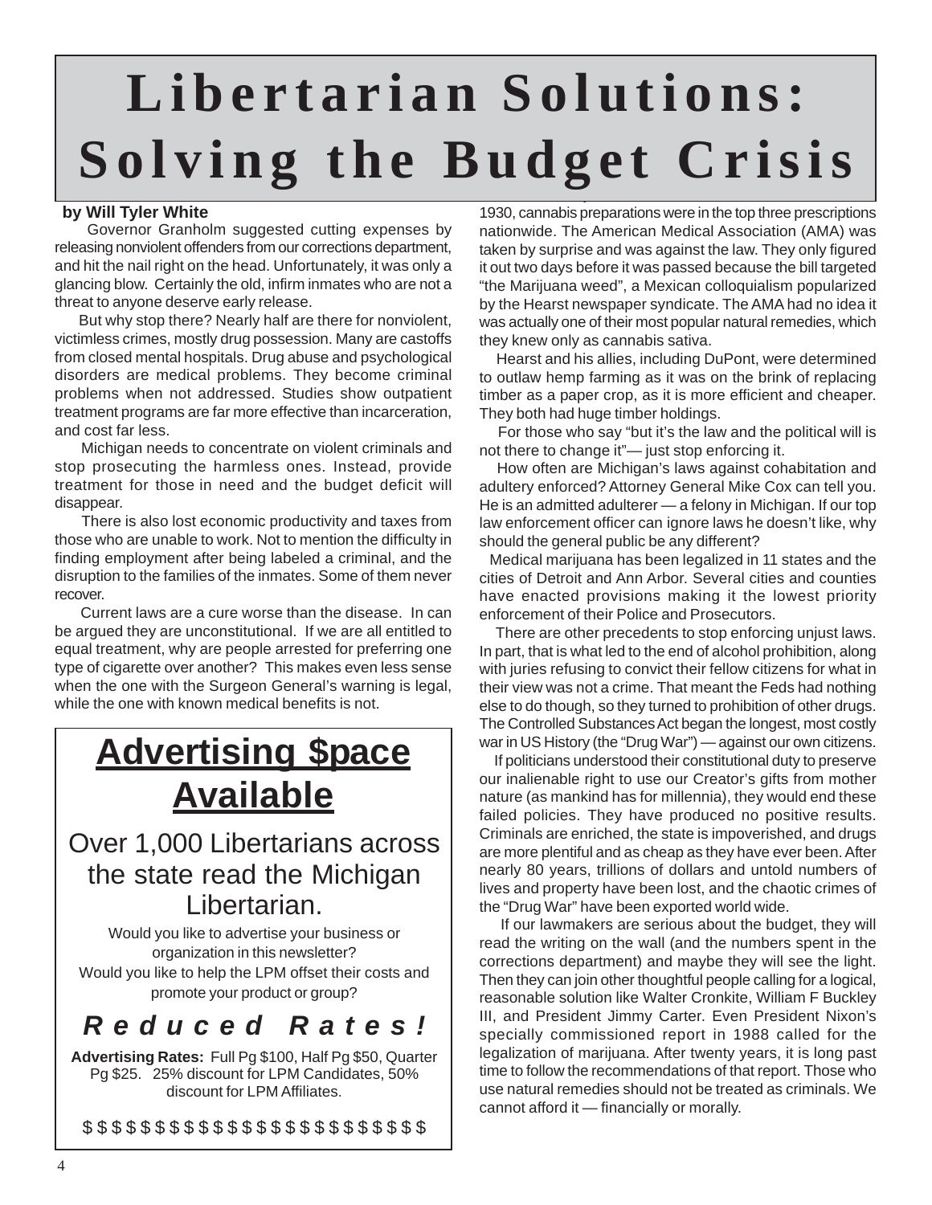# Libertarian Solutions: Solving the Budget Crisis

**by Will Tyler White**

Governor Granholm suggested cutting expenses by releasing nonviolent offenders from our corrections department, and hit the nail right on the head. Unfortunately, it was only a glancing blow. Certainly the old, infirm inmates who are not a threat to anyone deserve early release.

But why stop there? Nearly half are there for nonviolent, victimless crimes, mostly drug possession. Many are castoffs from closed mental hospitals. Drug abuse and psychological disorders are medical problems. They become criminal problems when not addressed. Studies show outpatient treatment programs are far more effective than incarceration, and cost far less.

Michigan needs to concentrate on violent criminals and stop prosecuting the harmless ones. Instead, provide treatment for those in need and the budget deficit will disappear.

There is also lost economic productivity and taxes from those who are unable to work. Not to mention the difficulty in finding employment after being labeled a criminal, and the disruption to the families of the inmates. Some of them never recover.

Current laws are a cure worse than the disease. In can be argued they are unconstitutional. If we are all entitled to equal treatment, why are people arrested for preferring one type of cigarette over another? This makes even less sense when the one with the Surgeon General's warning is legal, while the one with known medical benefits is not.

1930, cannabis preparations were in the top three prescriptions nationwide. The American Medical Association (AMA) was taken by surprise and was against the law. They only figured it out two days before it was passed because the bill targeted "the Marijuana weed", a Mexican colloquialism popularized by the Hearst newspaper syndicate. The AMA had no idea it was actually one of their most popular natural remedies, which they knew only as cannabis sativa.

Hearst and his allies, including DuPont, were determined to outlaw hemp farming as it was on the brink of replacing timber as a paper crop, as it is more efficient and cheaper. They both had huge timber holdings.

For those who say "but it's the law and the political will is not there to change it"— just stop enforcing it.

How often are Michigan's laws against cohabitation and adultery enforced? Attorney General Mike Cox can tell you. He is an admitted adulterer — a felony in Michigan. If our top law enforcement officer can ignore laws he doesn't like, why should the general public be any different?

Medical marijuana has been legalized in 11 states and the cities of Detroit and Ann Arbor. Several cities and counties have enacted provisions making it the lowest priority enforcement of their Police and Prosecutors.

There are other precedents to stop enforcing unjust laws. In part, that is what led to the end of alcohol prohibition, along with juries refusing to convict their fellow citizens for what in their view was not a crime. That meant the Feds had nothing else to do though, so they turned to prohibition of other drugs. The Controlled Substances Act began the longest, most costly war in US History (the "Drug War") — against our own citizens.

If politicians understood their constitutional duty to preserve our inalienable right to use our Creator's gifts from mother nature (as mankind has for millennia), they would end these failed policies. They have produced no positive results. Criminals are enriched, the state is impoverished, and drugs are more plentiful and as cheap as they have ever been. After nearly 80 years, trillions of dollars and untold numbers of lives and property have been lost, and the chaotic crimes of the "Drug War" have been exported world wide.

If our lawmakers are serious about the budget, they will read the writing on the wall (and the numbers spent in the corrections department) and maybe they will see the light. Then they can join other thoughtful people calling for a logical, reasonable solution like Walter Cronkite, William F Buckley III, and President Jimmy Carter. Even President Nixon's specially commissioned report in 1988 called for the legalization of marijuana. After twenty years, it is long past time to follow the recommendations of that report. Those who use natural remedies should not be treated as criminals. We cannot afford it — financially or morally.

---

## Advertising $pace Available

Over 1,000 Libertarians across the state read the Michigan Libertarian.

Would you like to advertise your business or organization in this newsletter?
Would you like to help the LPM offset their costs and promote your product or group?

***Reduced Rates!***

**Advertising Rates:** Full Pg $100, Half Pg $50, Quarter Pg $25. 25% discount for LPM Candidates, 50% discount for LPM Affiliates.

$ $ $ $ $ $ $ $ $ $ $ $ $ $ $ $ $ $ $ $ $ $ $ $ $ $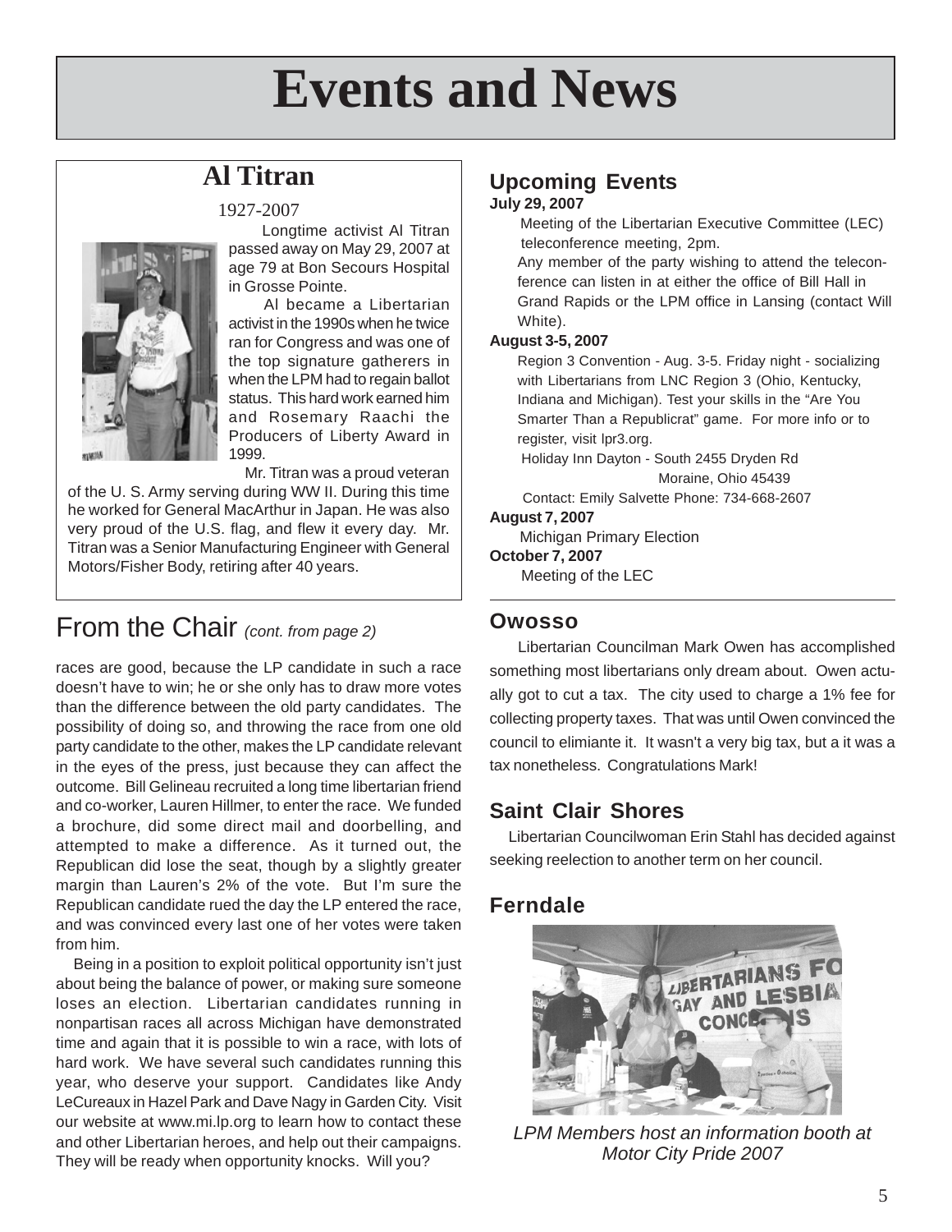# Events and News

## Al Titran

1927-2007

Longtime activist Al Titran passed away on May 29, 2007 at age 79 at Bon Secours Hospital in Grosse Pointe.

Al became a Libertarian activist in the 1990s when he twice ran for Congress and was one of the top signature gatherers in when the LPM had to regain ballot status. This hard work earned him and Rosemary Raachi the Producers of Liberty Award in 1999.

Mr. Titran was a proud veteran of the U. S. Army serving during WW II. During this time he worked for General MacArthur in Japan. He was also very proud of the U.S. flag, and flew it every day. Mr. Titran was a Senior Manufacturing Engineer with General Motors/Fisher Body, retiring after 40 years.

## From the Chair *(cont. from page 2)*

races are good, because the LP candidate in such a race doesn't have to win; he or she only has to draw more votes than the difference between the old party candidates. The possibility of doing so, and throwing the race from one old party candidate to the other, makes the LP candidate relevant in the eyes of the press, just because they can affect the outcome. Bill Gelineau recruited a long time libertarian friend and co-worker, Lauren Hillmer, to enter the race. We funded a brochure, did some direct mail and doorbelling, and attempted to make a difference. As it turned out, the Republican did lose the seat, though by a slightly greater margin than Lauren's 2% of the vote. But I'm sure the Republican candidate rued the day the LP entered the race, and was convinced every last one of her votes were taken from him.

Being in a position to exploit political opportunity isn't just about being the balance of power, or making sure someone loses an election. Libertarian candidates running in nonpartisan races all across Michigan have demonstrated time and again that it is possible to win a race, with lots of hard work. We have several such candidates running this year, who deserve your support. Candidates like Andy LeCureaux in Hazel Park and Dave Nagy in Garden City. Visit our website at www.mi.lp.org to learn how to contact these and other Libertarian heroes, and help out their campaigns. They will be ready when opportunity knocks. Will you?

## Upcoming Events

**July 29, 2007**

Meeting of the Libertarian Executive Committee (LEC) teleconference meeting, 2pm.

Any member of the party wishing to attend the teleconference can listen in at either the office of Bill Hall in Grand Rapids or the LPM office in Lansing (contact Will White).

**August 3-5, 2007**

Region 3 Convention - Aug. 3-5. Friday night - socializing with Libertarians from LNC Region 3 (Ohio, Kentucky, Indiana and Michigan). Test your skills in the "Are You Smarter Than a Republicrat" game. For more info or to register, visit lpr3.org.

Holiday Inn Dayton - South 2455 Dryden Rd
Moraine, Ohio 45439

Contact: Emily Salvette Phone: 734-668-2607

**August 7, 2007**

Michigan Primary Election

**October 7, 2007**

Meeting of the LEC

## Owosso

Libertarian Councilman Mark Owen has accomplished something most libertarians only dream about. Owen actually got to cut a tax. The city used to charge a 1% fee for collecting property taxes. That was until Owen convinced the council to elimiante it. It wasn't a very big tax, but a it was a tax nonetheless. Congratulations Mark!

## Saint Clair Shores

Libertarian Councilwoman Erin Stahl has decided against seeking reelection to another term on her council.

## Ferndale

*LPM Members host an information booth at Motor City Pride 2007*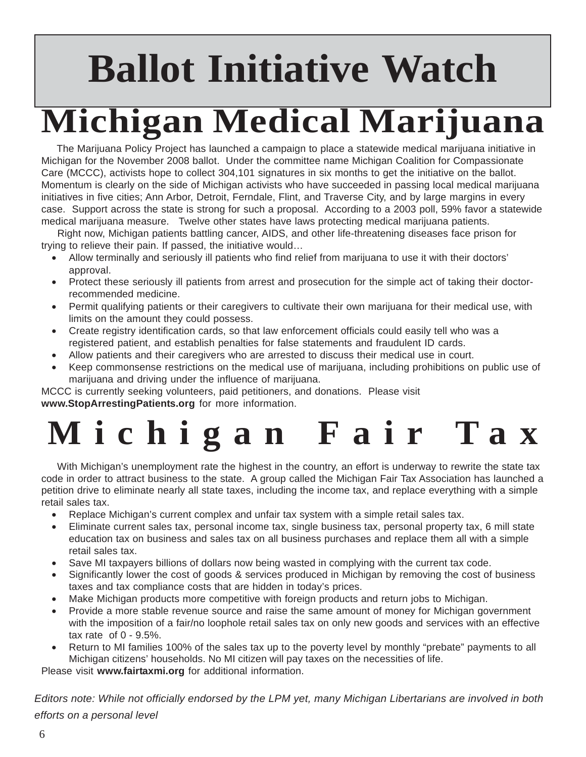# Ballot Initiative Watch

## Michigan Medical Marijuana

The Marijuana Policy Project has launched a campaign to place a statewide medical marijuana initiative in Michigan for the November 2008 ballot. Under the committee name Michigan Coalition for Compassionate Care (MCCC), activists hope to collect 304,101 signatures in six months to get the initiative on the ballot. Momentum is clearly on the side of Michigan activists who have succeeded in passing local medical marijuana initiatives in five cities; Ann Arbor, Detroit, Ferndale, Flint, and Traverse City, and by large margins in every case. Support across the state is strong for such a proposal. According to a 2003 poll, 59% favor a statewide medical marijuana measure. Twelve other states have laws protecting medical marijuana patients.

Right now, Michigan patients battling cancer, AIDS, and other life-threatening diseases face prison for trying to relieve their pain. If passed, the initiative would…

- Allow terminally and seriously ill patients who find relief from marijuana to use it with their doctors' approval.
- Protect these seriously ill patients from arrest and prosecution for the simple act of taking their doctor-recommended medicine.
- Permit qualifying patients or their caregivers to cultivate their own marijuana for their medical use, with limits on the amount they could possess.
- Create registry identification cards, so that law enforcement officials could easily tell who was a registered patient, and establish penalties for false statements and fraudulent ID cards.
- Allow patients and their caregivers who are arrested to discuss their medical use in court.
- Keep commonsense restrictions on the medical use of marijuana, including prohibitions on public use of marijuana and driving under the influence of marijuana.

MCCC is currently seeking volunteers, paid petitioners, and donations. Please visit **www.StopArrestingPatients.org** for more information.

## Michigan Fair Tax

With Michigan's unemployment rate the highest in the country, an effort is underway to rewrite the state tax code in order to attract business to the state. A group called the Michigan Fair Tax Association has launched a petition drive to eliminate nearly all state taxes, including the income tax, and replace everything with a simple retail sales tax.

- Replace Michigan's current complex and unfair tax system with a simple retail sales tax.
- Eliminate current sales tax, personal income tax, single business tax, personal property tax, 6 mill state education tax on business and sales tax on all business purchases and replace them all with a simple retail sales tax.
- Save MI taxpayers billions of dollars now being wasted in complying with the current tax code.
- Significantly lower the cost of goods & services produced in Michigan by removing the cost of business taxes and tax compliance costs that are hidden in today's prices.
- Make Michigan products more competitive with foreign products and return jobs to Michigan.
- Provide a more stable revenue source and raise the same amount of money for Michigan government with the imposition of a fair/no loophole retail sales tax on only new goods and services with an effective tax rate of 0 - 9.5%.
- Return to MI families 100% of the sales tax up to the poverty level by monthly "prebate" payments to all Michigan citizens' households. No MI citizen will pay taxes on the necessities of life.

Please visit **www.fairtaxmi.org** for additional information.

*Editors note: While not officially endorsed by the LPM yet, many Michigan Libertarians are involved in both efforts on a personal level*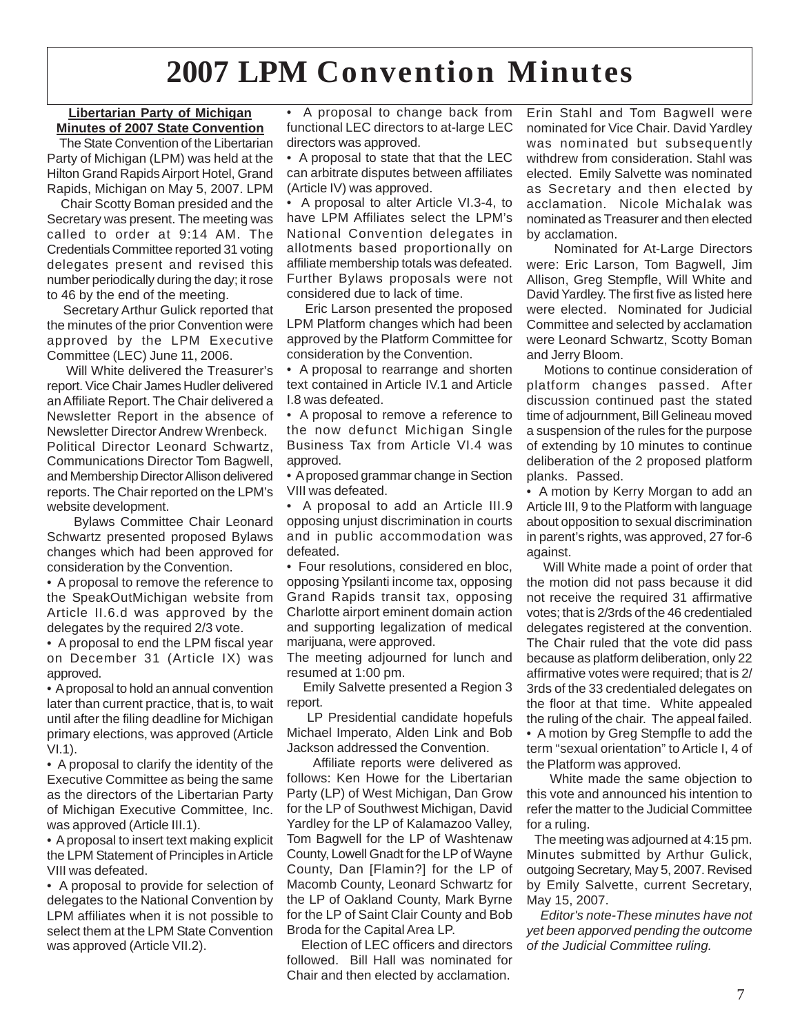# 2007 LPM Convention Minutes

**Libertarian Party of Michigan**
**Minutes of 2007 State Convention**

The State Convention of the Libertarian Party of Michigan (LPM) was held at the Hilton Grand Rapids Airport Hotel, Grand Rapids, Michigan on May 5, 2007. LPM

Chair Scotty Boman presided and the Secretary was present. The meeting was called to order at 9:14 AM. The Credentials Committee reported 31 voting delegates present and revised this number periodically during the day; it rose to 46 by the end of the meeting.

Secretary Arthur Gulick reported that the minutes of the prior Convention were approved by the LPM Executive Committee (LEC) June 11, 2006.

Will White delivered the Treasurer's report. Vice Chair James Hudler delivered an Affiliate Report. The Chair delivered a Newsletter Report in the absence of Newsletter Director Andrew Wrenbeck. Political Director Leonard Schwartz, Communications Director Tom Bagwell, and Membership Director Allison delivered reports. The Chair reported on the LPM's website development.

Bylaws Committee Chair Leonard Schwartz presented proposed Bylaws changes which had been approved for consideration by the Convention.

- A proposal to remove the reference to the SpeakOutMichigan website from Article II.6.d was approved by the delegates by the required 2/3 vote.
- A proposal to end the LPM fiscal year on December 31 (Article IX) was approved.
- A proposal to hold an annual convention later than current practice, that is, to wait until after the filing deadline for Michigan primary elections, was approved (Article VI.1).
- A proposal to clarify the identity of the Executive Committee as being the same as the directors of the Libertarian Party of Michigan Executive Committee, Inc. was approved (Article III.1).
- A proposal to insert text making explicit the LPM Statement of Principles in Article VIII was defeated.
- A proposal to provide for selection of delegates to the National Convention by LPM affiliates when it is not possible to select them at the LPM State Convention was approved (Article VII.2).
- A proposal to change back from functional LEC directors to at-large LEC directors was approved.
- A proposal to state that that the LEC can arbitrate disputes between affiliates (Article IV) was approved.
- A proposal to alter Article VI.3-4, to have LPM Affiliates select the LPM's National Convention delegates in allotments based proportionally on affiliate membership totals was defeated. Further Bylaws proposals were not considered due to lack of time.

Eric Larson presented the proposed LPM Platform changes which had been approved by the Platform Committee for consideration by the Convention.

- A proposal to rearrange and shorten text contained in Article IV.1 and Article I.8 was defeated.
- A proposal to remove a reference to the now defunct Michigan Single Business Tax from Article VI.4 was approved.
- A proposed grammar change in Section VIII was defeated.
- A proposal to add an Article III.9 opposing unjust discrimination in courts and in public accommodation was defeated.
- Four resolutions, considered en bloc, opposing Ypsilanti income tax, opposing Grand Rapids transit tax, opposing Charlotte airport eminent domain action and supporting legalization of medical marijuana, were approved.

The meeting adjourned for lunch and resumed at 1:00 pm.

Emily Salvette presented a Region 3 report.

LP Presidential candidate hopefuls Michael Imperato, Alden Link and Bob Jackson addressed the Convention.

Affiliate reports were delivered as follows: Ken Howe for the Libertarian Party (LP) of West Michigan, Dan Grow for the LP of Southwest Michigan, David Yardley for the LP of Kalamazoo Valley, Tom Bagwell for the LP of Washtenaw County, Lowell Gnadt for the LP of Wayne County, Dan [Flamin?] for the LP of Macomb County, Leonard Schwartz for the LP of Oakland County, Mark Byrne for the LP of Saint Clair County and Bob Broda for the Capital Area LP.

Election of LEC officers and directors followed. Bill Hall was nominated for Chair and then elected by acclamation. Erin Stahl and Tom Bagwell were nominated for Vice Chair. David Yardley was nominated but subsequently withdrew from consideration. Stahl was elected. Emily Salvette was nominated as Secretary and then elected by acclamation. Nicole Michalak was nominated as Treasurer and then elected by acclamation.

Nominated for At-Large Directors were: Eric Larson, Tom Bagwell, Jim Allison, Greg Stempfle, Will White and David Yardley. The first five as listed here were elected. Nominated for Judicial Committee and selected by acclamation were Leonard Schwartz, Scotty Boman and Jerry Bloom.

Motions to continue consideration of platform changes passed. After discussion continued past the stated time of adjournment, Bill Gelineau moved a suspension of the rules for the purpose of extending by 10 minutes to continue deliberation of the 2 proposed platform planks. Passed.

- A motion by Kerry Morgan to add an Article III, 9 to the Platform with language about opposition to sexual discrimination in parent's rights, was approved, 27 for-6 against.

Will White made a point of order that the motion did not pass because it did not receive the required 31 affirmative votes; that is 2/3rds of the 46 credentialed delegates registered at the convention. The Chair ruled that the vote did pass because as platform deliberation, only 22 affirmative votes were required; that is 2/3rds of the 33 credentialed delegates on the floor at that time. White appealed the ruling of the chair. The appeal failed.

- A motion by Greg Stempfle to add the term "sexual orientation" to Article I, 4 of the Platform was approved.

White made the same objection to this vote and announced his intention to refer the matter to the Judicial Committee for a ruling.

The meeting was adjourned at 4:15 pm. Minutes submitted by Arthur Gulick, outgoing Secretary, May 5, 2007. Revised by Emily Salvette, current Secretary, May 15, 2007.

*Editor's note-These minutes have not yet been apporved pending the outcome of the Judicial Committee ruling.*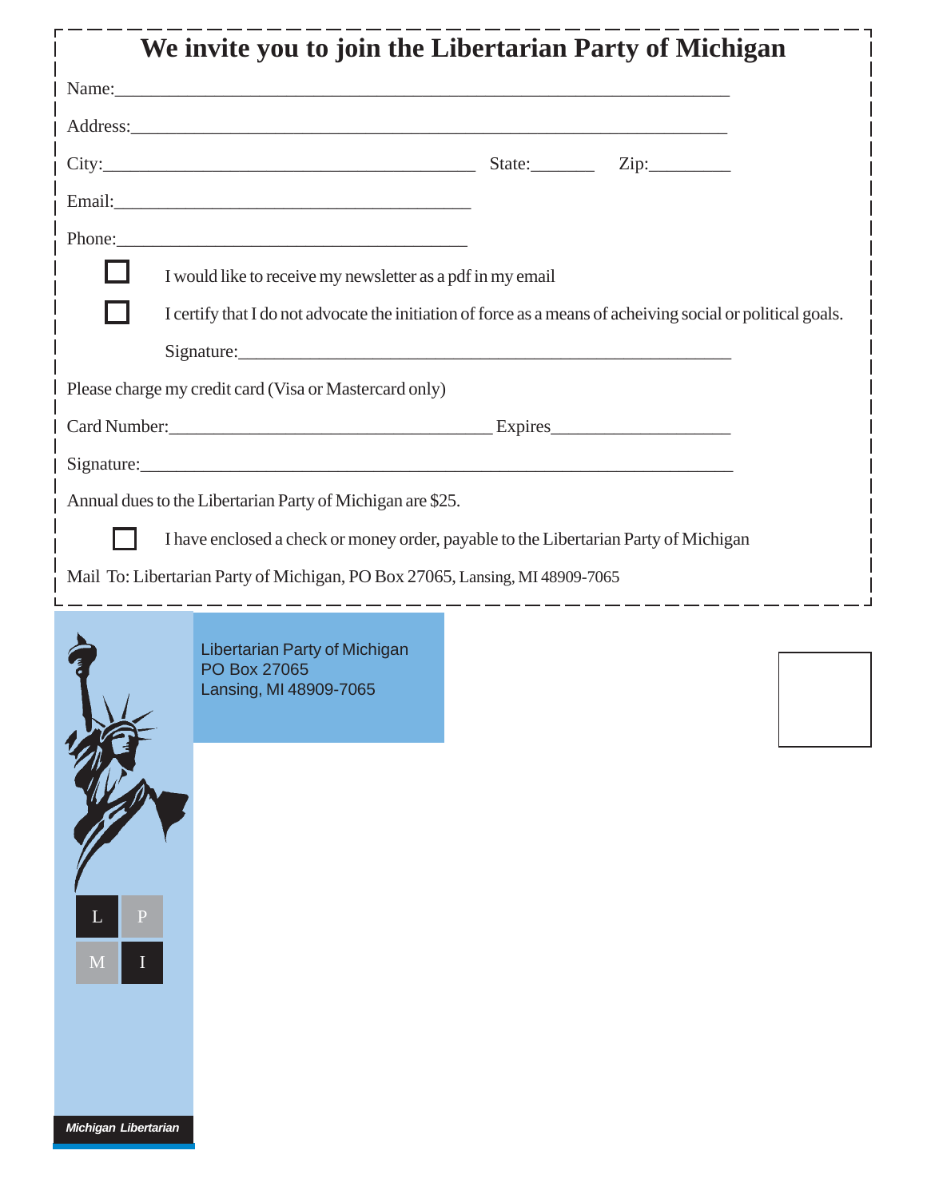# We invite you to join the Libertarian Party of Michigan

Name:\_\_\_\_\_\_\_\_\_\_\_\_\_\_\_\_\_\_\_\_\_\_\_\_\_\_\_\_\_\_\_\_\_\_\_\_\_\_\_\_\_\_\_\_\_\_\_\_\_\_\_\_\_\_\_\_\_\_\_\_

Address:\_\_\_\_\_\_\_\_\_\_\_\_\_\_\_\_\_\_\_\_\_\_\_\_\_\_\_\_\_\_\_\_\_\_\_\_\_\_\_\_\_\_\_\_\_\_\_\_\_\_\_\_\_\_\_\_\_\_

City:\_\_\_\_\_\_\_\_\_\_\_\_\_\_\_\_\_\_\_\_\_\_\_\_\_\_\_\_\_\_\_\_\_\_\_\_ State:\_\_\_\_\_\_ Zip:\_\_\_\_\_\_\_\_

Email:\_\_\_\_\_\_\_\_\_\_\_\_\_\_\_\_\_\_\_\_\_\_\_\_\_\_\_\_\_\_\_\_\_\_\_

Phone:\_\_\_\_\_\_\_\_\_\_\_\_\_\_\_\_\_\_\_\_\_\_\_\_\_\_\_\_\_\_\_\_\_\_\_

☐ I would like to receive my newsletter as a pdf in my email

☐ I certify that I do not advocate the initiation of force as a means of acheiving social or political goals.

Signature:\_\_\_\_\_\_\_\_\_\_\_\_\_\_\_\_\_\_\_\_\_\_\_\_\_\_\_\_\_\_\_\_\_\_\_\_\_\_\_\_\_\_\_\_\_\_\_

Please charge my credit card (Visa or Mastercard only)

Card Number:\_\_\_\_\_\_\_\_\_\_\_\_\_\_\_\_\_\_\_\_\_\_\_\_\_\_\_\_\_\_ Expires\_\_\_\_\_\_\_\_\_\_\_\_\_\_\_\_

Signature:\_\_\_\_\_\_\_\_\_\_\_\_\_\_\_\_\_\_\_\_\_\_\_\_\_\_\_\_\_\_\_\_\_\_\_\_\_\_\_\_\_\_\_\_\_\_\_\_\_\_\_\_\_\_\_\_

Annual dues to the Libertarian Party of Michigan are $25.

☐ I have enclosed a check or money order, payable to the Libertarian Party of Michigan

Mail To: Libertarian Party of Michigan, PO Box 27065, Lansing, MI 48909-7065

Libertarian Party of Michigan
PO Box 27065
Lansing, MI 48909-7065

L P
M I

*Michigan Libertarian*